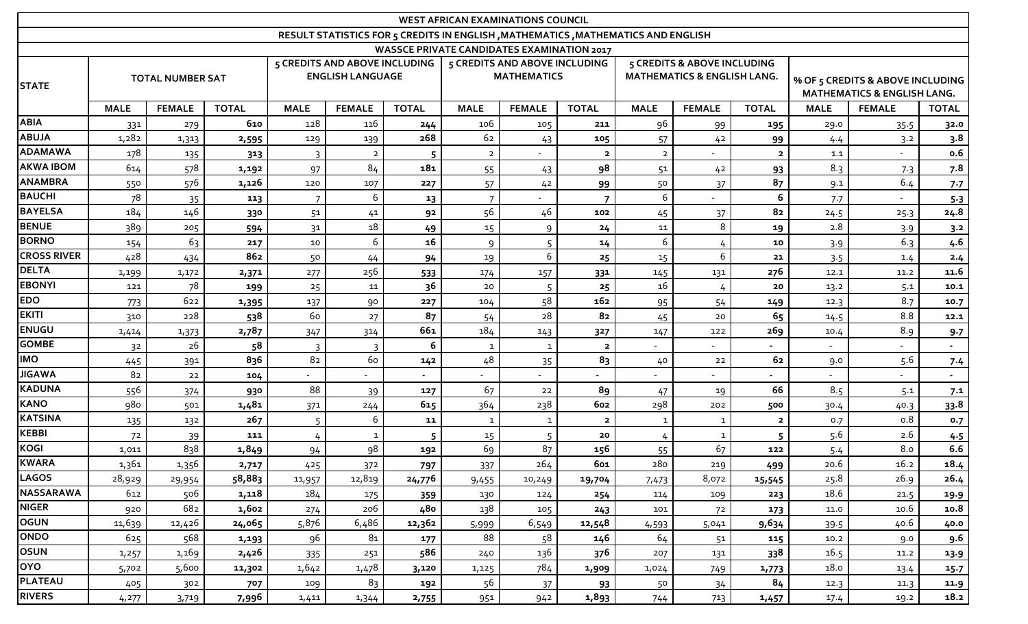| WEST AFRICAN EXAMINATIONS COUNCIL | | | | | | | | | | | | | | | |
|---|---|---|---|---|---|---|---|---|---|---|---|---|---|---|---|
| RESULT STATISTICS FOR 5 CREDITS IN ENGLISH ,MATHEMATICS ,MATHEMATICS AND ENGLISH | | | | | | | | | | | | | | | |
| WASSCE PRIVATE CANDIDATES EXAMINATION 2017 | | | | | | | | | | | | | | | |
| STATE | TOTAL NUMBER SAT | | | 5 CREDITS AND ABOVE INCLUDING ENGLISH LANGUAGE | | | 5 CREDITS AND ABOVE INCLUDING MATHEMATICS | | | 5 CREDITS & ABOVE INCLUDING MATHEMATICS & ENGLISH LANG. | | | % OF 5 CREDITS & ABOVE INCLUDING MATHEMATICS & ENGLISH LANG. | | |
| | MALE | FEMALE | TOTAL | MALE | FEMALE | TOTAL | MALE | FEMALE | TOTAL | MALE | FEMALE | TOTAL | MALE | FEMALE | TOTAL |
| ABIA | 331 | 279 | **610** | 128 | 116 | **244** | 106 | 105 | **211** | 96 | 99 | **195** | 29.0 | 35.5 | **32.0** |
| ABUJA | 1,282 | 1,313 | **2,595** | 129 | 139 | **268** | 62 | 43 | **105** | 57 | 42 | **99** | 4.4 | 3.2 | **3.8** |
| ADAMAWA | 178 | 135 | **313** | 3 | 2 | **5** | 2 | - | **2** | 2 | - | **2** | 1.1 | - | **0.6** |
| AKWA IBOM | 614 | 578 | **1,192** | 97 | 84 | **181** | 55 | 43 | **98** | 51 | 42 | **93** | 8.3 | 7.3 | **7.8** |
| ANAMBRA | 550 | 576 | **1,126** | 120 | 107 | **227** | 57 | 42 | **99** | 50 | 37 | **87** | 9.1 | 6.4 | **7.7** |
| BAUCHI | 78 | 35 | **113** | 7 | 6 | **13** | 7 | - | **7** | 6 | - | **6** | 7.7 | - | **5.3** |
| BAYELSA | 184 | 146 | **330** | 51 | 41 | **92** | 56 | 46 | **102** | 45 | 37 | **82** | 24.5 | 25.3 | **24.8** |
| BENUE | 389 | 205 | **594** | 31 | 18 | **49** | 15 | 9 | **24** | 11 | 8 | **19** | 2.8 | 3.9 | **3.2** |
| BORNO | 154 | 63 | **217** | 10 | 6 | **16** | 9 | 5 | **14** | 6 | 4 | **10** | 3.9 | 6.3 | **4.6** |
| CROSS RIVER | 428 | 434 | **862** | 50 | 44 | **94** | 19 | 6 | **25** | 15 | 6 | **21** | 3.5 | 1.4 | **2.4** |
| DELTA | 1,199 | 1,172 | **2,371** | 277 | 256 | **533** | 174 | 157 | **331** | 145 | 131 | **276** | 12.1 | 11.2 | **11.6** |
| EBONYI | 121 | 78 | **199** | 25 | 11 | **36** | 20 | 5 | **25** | 16 | 4 | **20** | 13.2 | 5.1 | **10.1** |
| EDO | 773 | 622 | **1,395** | 137 | 90 | **227** | 104 | 58 | **162** | 95 | 54 | **149** | 12.3 | 8.7 | **10.7** |
| EKITI | 310 | 228 | **538** | 60 | 27 | **87** | 54 | 28 | **82** | 45 | 20 | **65** | 14.5 | 8.8 | **12.1** |
| ENUGU | 1,414 | 1,373 | **2,787** | 347 | 314 | **661** | 184 | 143 | **327** | 147 | 122 | **269** | 10.4 | 8.9 | **9.7** |
| GOMBE | 32 | 26 | **58** | 3 | 3 | **6** | 1 | 1 | **2** | - | - | **-** | - | - | **-** |
| IMO | 445 | 391 | **836** | 82 | 60 | **142** | 48 | 35 | **83** | 40 | 22 | **62** | 9.0 | 5.6 | **7.4** |
| JIGAWA | 82 | 22 | **104** | - | - | **-** | - | - | **-** | - | - | **-** | - | - | **-** |
| KADUNA | 556 | 374 | **930** | 88 | 39 | **127** | 67 | 22 | **89** | 47 | 19 | **66** | 8.5 | 5.1 | **7.1** |
| KANO | 980 | 501 | **1,481** | 371 | 244 | **615** | 364 | 238 | **602** | 298 | 202 | **500** | 30.4 | 40.3 | **33.8** |
| KATSINA | 135 | 132 | **267** | 5 | 6 | **11** | 1 | 1 | **2** | 1 | 1 | **2** | 0.7 | 0.8 | **0.7** |
| KEBBI | 72 | 39 | **111** | 4 | 1 | **5** | 15 | 5 | **20** | 4 | 1 | **5** | 5.6 | 2.6 | **4.5** |
| KOGI | 1,011 | 838 | **1,849** | 94 | 98 | **192** | 69 | 87 | **156** | 55 | 67 | **122** | 5.4 | 8.0 | **6.6** |
| KWARA | 1,361 | 1,356 | **2,717** | 425 | 372 | **797** | 337 | 264 | **601** | 280 | 219 | **499** | 20.6 | 16.2 | **18.4** |
| LAGOS | 28,929 | 29,954 | **58,883** | 11,957 | 12,819 | **24,776** | 9,455 | 10,249 | **19,704** | 7,473 | 8,072 | **15,545** | 25.8 | 26.9 | **26.4** |
| NASSARAWA | 612 | 506 | **1,118** | 184 | 175 | **359** | 130 | 124 | **254** | 114 | 109 | **223** | 18.6 | 21.5 | **19.9** |
| NIGER | 920 | 682 | **1,602** | 274 | 206 | **480** | 138 | 105 | **243** | 101 | 72 | **173** | 11.0 | 10.6 | **10.8** |
| OGUN | 11,639 | 12,426 | **24,065** | 5,876 | 6,486 | **12,362** | 5,999 | 6,549 | **12,548** | 4,593 | 5,041 | **9,634** | 39.5 | 40.6 | **40.0** |
| ONDO | 625 | 568 | **1,193** | 96 | 81 | **177** | 88 | 58 | **146** | 64 | 51 | **115** | 10.2 | 9.0 | **9.6** |
| OSUN | 1,257 | 1,169 | **2,426** | 335 | 251 | **586** | 240 | 136 | **376** | 207 | 131 | **338** | 16.5 | 11.2 | **13.9** |
| OYO | 5,702 | 5,600 | **11,302** | 1,642 | 1,478 | **3,120** | 1,125 | 784 | **1,909** | 1,024 | 749 | **1,773** | 18.0 | 13.4 | **15.7** |
| PLATEAU | 405 | 302 | **707** | 109 | 83 | **192** | 56 | 37 | **93** | 50 | 34 | **84** | 12.3 | 11.3 | **11.9** |
| RIVERS | 4,277 | 3,719 | **7,996** | 1,411 | 1,344 | **2,755** | 951 | 942 | **1,893** | 744 | 713 | **1,457** | 17.4 | 19.2 | **18.2** |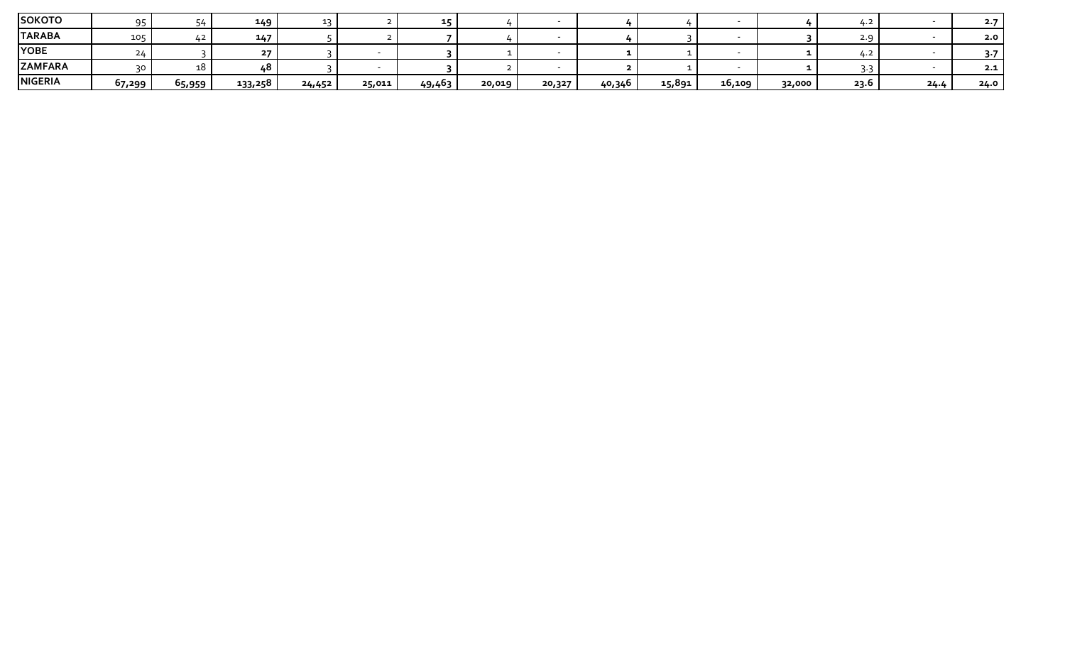| | | | | | | | | | | | | | | | |
|---|---|---|---|---|---|---|---|---|---|---|---|---|---|---|---|
| SOKOTO | 95 | 54 | **149** | 13 | 2 | **15** | 4 | - | **4** | 4 | - | **4** | 4.2 | - | **2.7** |
| TARABA | 105 | 42 | **147** | 5 | 2 | **7** | 4 | - | **4** | 3 | - | **3** | 2.9 | - | **2.0** |
| YOBE | 24 | 3 | **27** | 3 | - | **3** | 1 | - | **1** | 1 | - | **1** | 4.2 | - | **3.7** |
| ZAMFARA | 30 | 18 | **48** | 3 | - | **3** | 2 | - | **2** | 1 | - | **1** | 3.3 | - | **2.1** |
| NIGERIA | **67,299** | **65,959** | **133,258** | **24,452** | **25,011** | **49,463** | **20,019** | **20,327** | **40,346** | **15,891** | **16,109** | **32,000** | **23.6** | **24.4** | **24.0** |